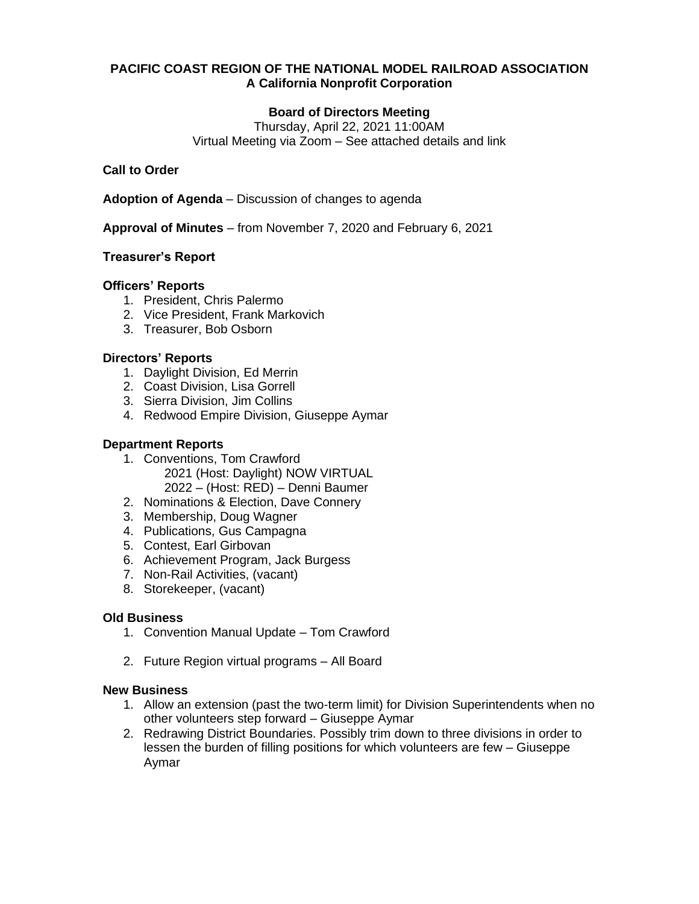**PACIFIC COAST REGION OF THE NATIONAL MODEL RAILROAD ASSOCIATION**
**A California Nonprofit Corporation**

**Board of Directors Meeting**
Thursday, April 22, 2021 11:00AM
Virtual Meeting via Zoom – See attached details and link

**Call to Order**

**Adoption of Agenda** – Discussion of changes to agenda

**Approval of Minutes** – from November 7, 2020 and February 6, 2021

**Treasurer's Report**

**Officers' Reports**

1. President, Chris Palermo
2. Vice President, Frank Markovich
3. Treasurer, Bob Osborn

**Directors' Reports**

1. Daylight Division, Ed Merrin
2. Coast Division, Lisa Gorrell
3. Sierra Division, Jim Collins
4. Redwood Empire Division, Giuseppe Aymar

**Department Reports**

1. Conventions, Tom Crawford
   2021 (Host: Daylight) NOW VIRTUAL
   2022 – (Host: RED) – Denni Baumer
2. Nominations & Election, Dave Connery
3. Membership, Doug Wagner
4. Publications, Gus Campagna
5. Contest, Earl Girbovan
6. Achievement Program, Jack Burgess
7. Non-Rail Activities, (vacant)
8. Storekeeper, (vacant)

**Old Business**

1. Convention Manual Update – Tom Crawford
2. Future Region virtual programs – All Board

**New Business**

1. Allow an extension (past the two-term limit) for Division Superintendents when no other volunteers step forward – Giuseppe Aymar
2. Redrawing District Boundaries. Possibly trim down to three divisions in order to lessen the burden of filling positions for which volunteers are few – Giuseppe Aymar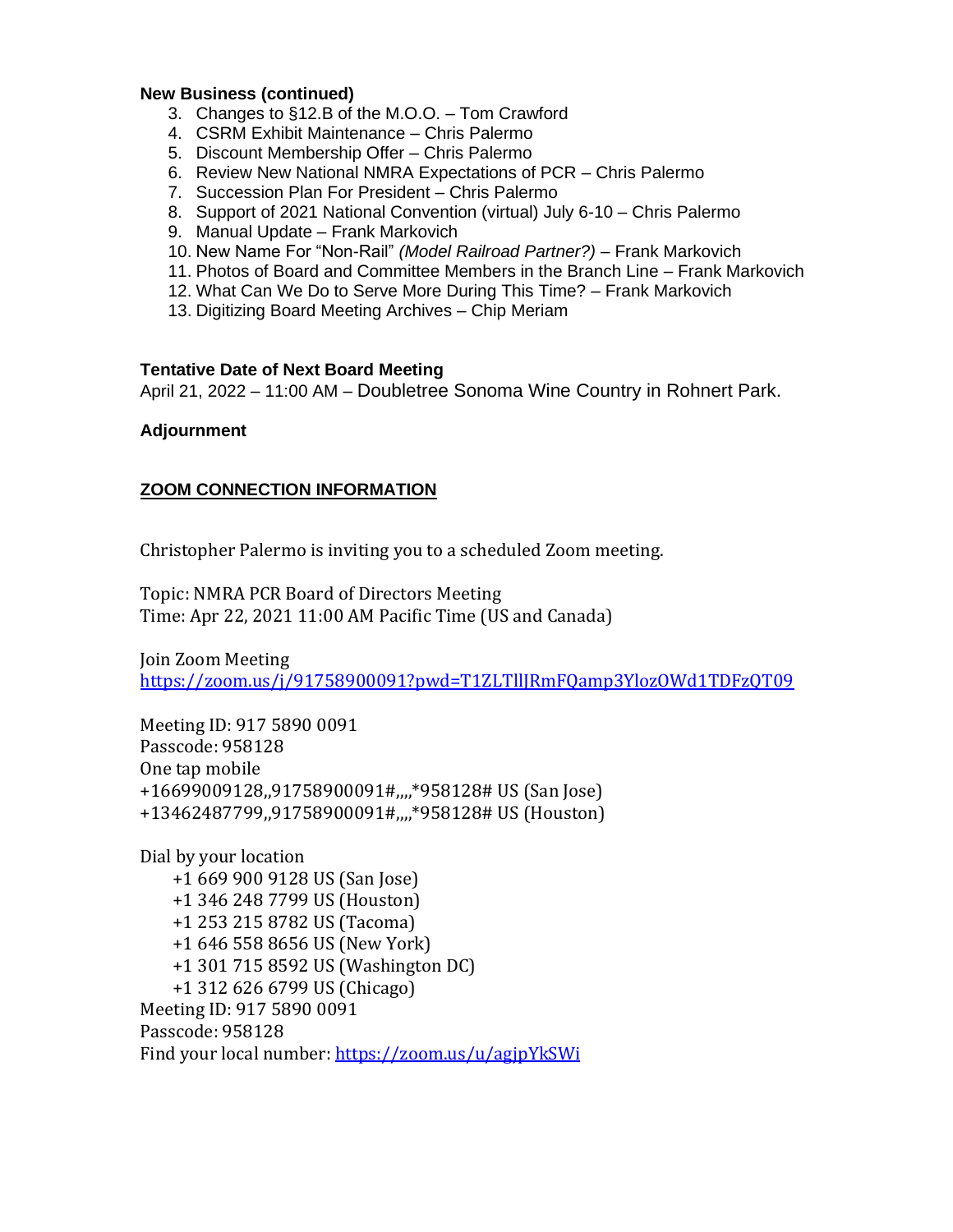**New Business (continued)**

3. Changes to §12.B of the M.O.O. – Tom Crawford
4. CSRM Exhibit Maintenance – Chris Palermo
5. Discount Membership Offer – Chris Palermo
6. Review New National NMRA Expectations of PCR – Chris Palermo
7. Succession Plan For President – Chris Palermo
8. Support of 2021 National Convention (virtual) July 6-10 – Chris Palermo
9. Manual Update – Frank Markovich
10. New Name For "Non-Rail" *(Model Railroad Partner?)* – Frank Markovich
11. Photos of Board and Committee Members in the Branch Line – Frank Markovich
12. What Can We Do to Serve More During This Time? – Frank Markovich
13. Digitizing Board Meeting Archives – Chip Meriam

**Tentative Date of Next Board Meeting**

April 21, 2022 – 11:00 AM – Doubletree Sonoma Wine Country in Rohnert Park.

**Adjournment**

**ZOOM CONNECTION INFORMATION**

Christopher Palermo is inviting you to a scheduled Zoom meeting.

Topic: NMRA PCR Board of Directors Meeting
Time: Apr 22, 2021 11:00 AM Pacific Time (US and Canada)

Join Zoom Meeting
https://zoom.us/j/91758900091?pwd=T1ZLTllJRmFQamp3YlozOWd1TDFzQT09

Meeting ID: 917 5890 0091
Passcode: 958128
One tap mobile
+16699009128,,91758900091#,,,,*958128# US (San Jose)
+13462487799,,91758900091#,,,,*958128# US (Houston)

Dial by your location
+1 669 900 9128 US (San Jose)
+1 346 248 7799 US (Houston)
+1 253 215 8782 US (Tacoma)
+1 646 558 8656 US (New York)
+1 301 715 8592 US (Washington DC)
+1 312 626 6799 US (Chicago)
Meeting ID: 917 5890 0091
Passcode: 958128
Find your local number: https://zoom.us/u/agjpYkSWi